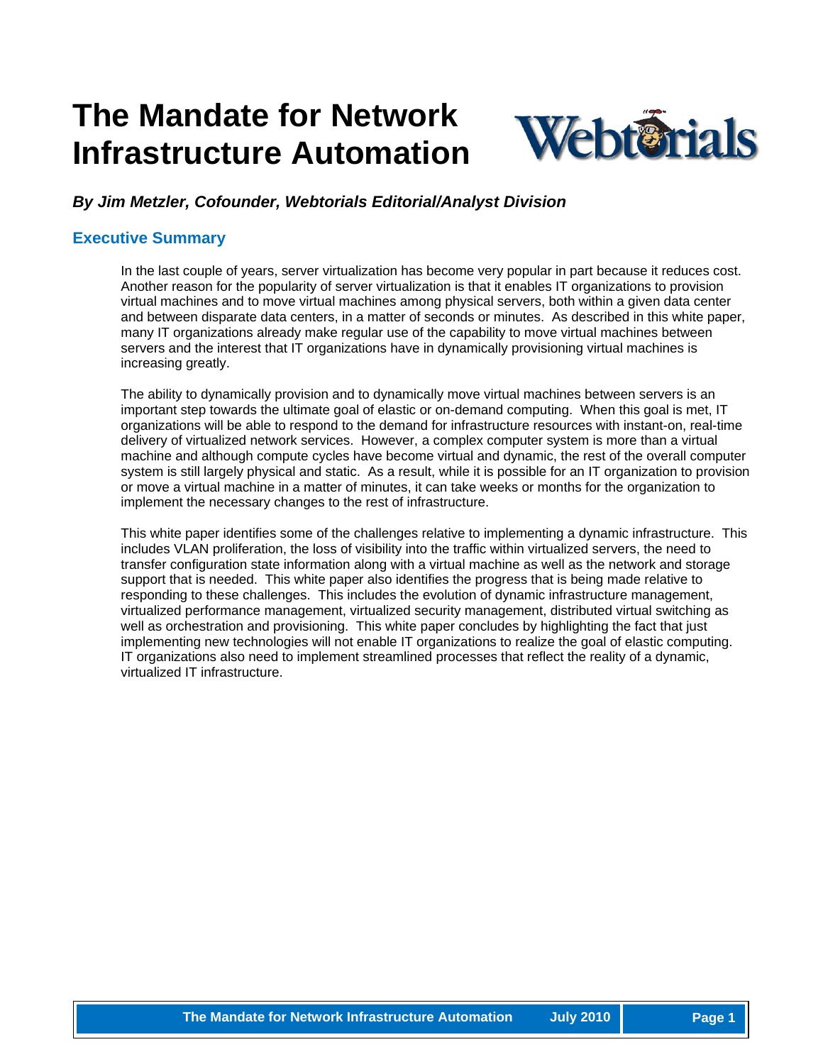# The Mandate for Network Infrastructure Automation

***By Jim Metzler, Cofounder, Webtorials Editorial/Analyst Division***

## Executive Summary

In the last couple of years, server virtualization has become very popular in part because it reduces cost. Another reason for the popularity of server virtualization is that it enables IT organizations to provision virtual machines and to move virtual machines among physical servers, both within a given data center and between disparate data centers, in a matter of seconds or minutes. As described in this white paper, many IT organizations already make regular use of the capability to move virtual machines between servers and the interest that IT organizations have in dynamically provisioning virtual machines is increasing greatly.

The ability to dynamically provision and to dynamically move virtual machines between servers is an important step towards the ultimate goal of elastic or on-demand computing. When this goal is met, IT organizations will be able to respond to the demand for infrastructure resources with instant-on, real-time delivery of virtualized network services. However, a complex computer system is more than a virtual machine and although compute cycles have become virtual and dynamic, the rest of the overall computer system is still largely physical and static. As a result, while it is possible for an IT organization to provision or move a virtual machine in a matter of minutes, it can take weeks or months for the organization to implement the necessary changes to the rest of infrastructure.

This white paper identifies some of the challenges relative to implementing a dynamic infrastructure. This includes VLAN proliferation, the loss of visibility into the traffic within virtualized servers, the need to transfer configuration state information along with a virtual machine as well as the network and storage support that is needed. This white paper also identifies the progress that is being made relative to responding to these challenges. This includes the evolution of dynamic infrastructure management, virtualized performance management, virtualized security management, distributed virtual switching as well as orchestration and provisioning. This white paper concludes by highlighting the fact that just implementing new technologies will not enable IT organizations to realize the goal of elastic computing. IT organizations also need to implement streamlined processes that reflect the reality of a dynamic, virtualized IT infrastructure.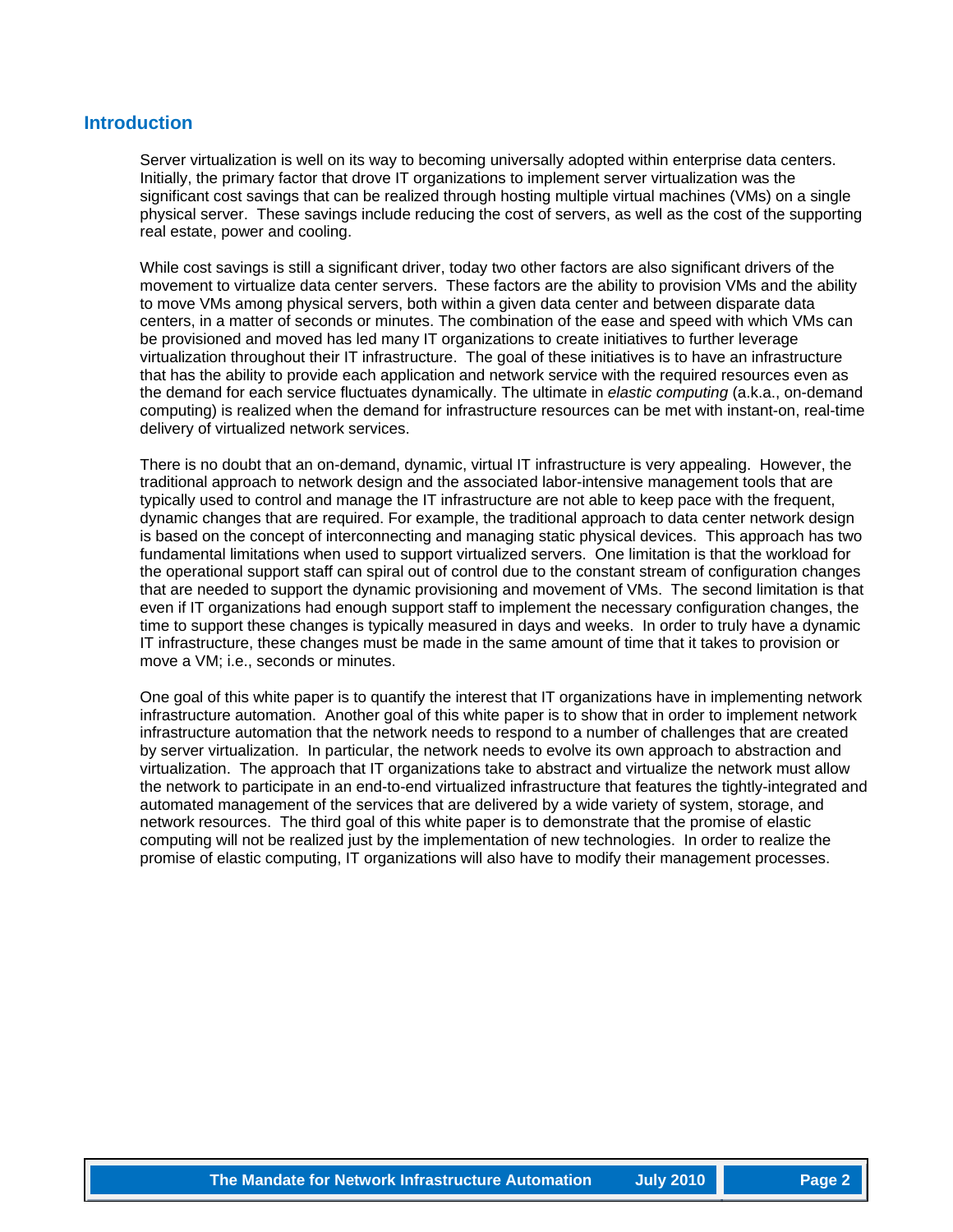## Introduction

Server virtualization is well on its way to becoming universally adopted within enterprise data centers. Initially, the primary factor that drove IT organizations to implement server virtualization was the significant cost savings that can be realized through hosting multiple virtual machines (VMs) on a single physical server. These savings include reducing the cost of servers, as well as the cost of the supporting real estate, power and cooling.

While cost savings is still a significant driver, today two other factors are also significant drivers of the movement to virtualize data center servers. These factors are the ability to provision VMs and the ability to move VMs among physical servers, both within a given data center and between disparate data centers, in a matter of seconds or minutes. The combination of the ease and speed with which VMs can be provisioned and moved has led many IT organizations to create initiatives to further leverage virtualization throughout their IT infrastructure. The goal of these initiatives is to have an infrastructure that has the ability to provide each application and network service with the required resources even as the demand for each service fluctuates dynamically. The ultimate in *elastic computing* (a.k.a., on-demand computing) is realized when the demand for infrastructure resources can be met with instant-on, real-time delivery of virtualized network services.

There is no doubt that an on-demand, dynamic, virtual IT infrastructure is very appealing. However, the traditional approach to network design and the associated labor-intensive management tools that are typically used to control and manage the IT infrastructure are not able to keep pace with the frequent, dynamic changes that are required. For example, the traditional approach to data center network design is based on the concept of interconnecting and managing static physical devices. This approach has two fundamental limitations when used to support virtualized servers. One limitation is that the workload for the operational support staff can spiral out of control due to the constant stream of configuration changes that are needed to support the dynamic provisioning and movement of VMs. The second limitation is that even if IT organizations had enough support staff to implement the necessary configuration changes, the time to support these changes is typically measured in days and weeks. In order to truly have a dynamic IT infrastructure, these changes must be made in the same amount of time that it takes to provision or move a VM; i.e., seconds or minutes.

One goal of this white paper is to quantify the interest that IT organizations have in implementing network infrastructure automation. Another goal of this white paper is to show that in order to implement network infrastructure automation that the network needs to respond to a number of challenges that are created by server virtualization. In particular, the network needs to evolve its own approach to abstraction and virtualization. The approach that IT organizations take to abstract and virtualize the network must allow the network to participate in an end-to-end virtualized infrastructure that features the tightly-integrated and automated management of the services that are delivered by a wide variety of system, storage, and network resources. The third goal of this white paper is to demonstrate that the promise of elastic computing will not be realized just by the implementation of new technologies. In order to realize the promise of elastic computing, IT organizations will also have to modify their management processes.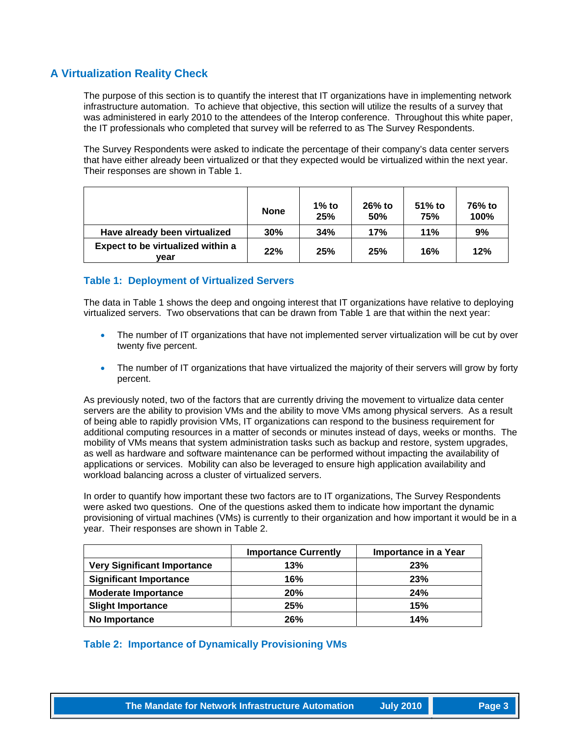## A Virtualization Reality Check

The purpose of this section is to quantify the interest that IT organizations have in implementing network infrastructure automation. To achieve that objective, this section will utilize the results of a survey that was administered in early 2010 to the attendees of the Interop conference. Throughout this white paper, the IT professionals who completed that survey will be referred to as The Survey Respondents.

The Survey Respondents were asked to indicate the percentage of their company's data center servers that have either already been virtualized or that they expected would be virtualized within the next year. Their responses are shown in Table 1.

| | None | 1% to 25% | 26% to 50% | 51% to 75% | 76% to 100% |
|---|---|---|---|---|---|
| Have already been virtualized | 30% | 34% | 17% | 11% | 9% |
| Expect to be virtualized within a year | 22% | 25% | 25% | 16% | 12% |

### Table 1: Deployment of Virtualized Servers

The data in Table 1 shows the deep and ongoing interest that IT organizations have relative to deploying virtualized servers. Two observations that can be drawn from Table 1 are that within the next year:

- The number of IT organizations that have not implemented server virtualization will be cut by over twenty five percent.
- The number of IT organizations that have virtualized the majority of their servers will grow by forty percent.

As previously noted, two of the factors that are currently driving the movement to virtualize data center servers are the ability to provision VMs and the ability to move VMs among physical servers. As a result of being able to rapidly provision VMs, IT organizations can respond to the business requirement for additional computing resources in a matter of seconds or minutes instead of days, weeks or months. The mobility of VMs means that system administration tasks such as backup and restore, system upgrades, as well as hardware and software maintenance can be performed without impacting the availability of applications or services. Mobility can also be leveraged to ensure high application availability and workload balancing across a cluster of virtualized servers.

In order to quantify how important these two factors are to IT organizations, The Survey Respondents were asked two questions. One of the questions asked them to indicate how important the dynamic provisioning of virtual machines (VMs) is currently to their organization and how important it would be in a year. Their responses are shown in Table 2.

| | Importance Currently | Importance in a Year |
|---|---|---|
| Very Significant Importance | 13% | 23% |
| Significant Importance | 16% | 23% |
| Moderate Importance | 20% | 24% |
| Slight Importance | 25% | 15% |
| No Importance | 26% | 14% |

### Table 2: Importance of Dynamically Provisioning VMs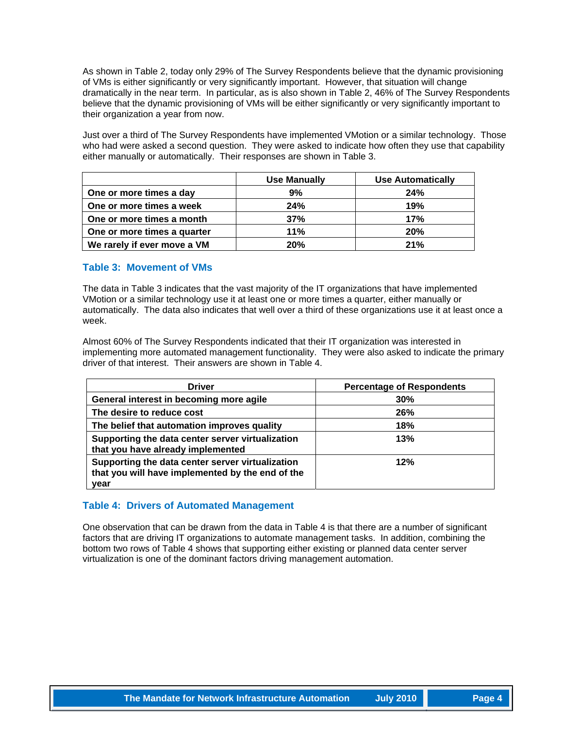As shown in Table 2, today only 29% of The Survey Respondents believe that the dynamic provisioning of VMs is either significantly or very significantly important. However, that situation will change dramatically in the near term. In particular, as is also shown in Table 2, 46% of The Survey Respondents believe that the dynamic provisioning of VMs will be either significantly or very significantly important to their organization a year from now.

Just over a third of The Survey Respondents have implemented VMotion or a similar technology. Those who had were asked a second question. They were asked to indicate how often they use that capability either manually or automatically. Their responses are shown in Table 3.

| | Use Manually | Use Automatically |
|---|---|---|
| **One or more times a day** | **9%** | **24%** |
| **One or more times a week** | **24%** | **19%** |
| **One or more times a month** | **37%** | **17%** |
| **One or more times a quarter** | **11%** | **20%** |
| **We rarely if ever move a VM** | **20%** | **21%** |

### Table 3: Movement of VMs

The data in Table 3 indicates that the vast majority of the IT organizations that have implemented VMotion or a similar technology use it at least one or more times a quarter, either manually or automatically. The data also indicates that well over a third of these organizations use it at least once a week.

Almost 60% of The Survey Respondents indicated that their IT organization was interested in implementing more automated management functionality. They were also asked to indicate the primary driver of that interest. Their answers are shown in Table 4.

| Driver | Percentage of Respondents |
|---|---|
| **General interest in becoming more agile** | **30%** |
| **The desire to reduce cost** | **26%** |
| **The belief that automation improves quality** | **18%** |
| **Supporting the data center server virtualization that you have already implemented** | **13%** |
| **Supporting the data center server virtualization that you will have implemented by the end of the year** | **12%** |

### Table 4: Drivers of Automated Management

One observation that can be drawn from the data in Table 4 is that there are a number of significant factors that are driving IT organizations to automate management tasks. In addition, combining the bottom two rows of Table 4 shows that supporting either existing or planned data center server virtualization is one of the dominant factors driving management automation.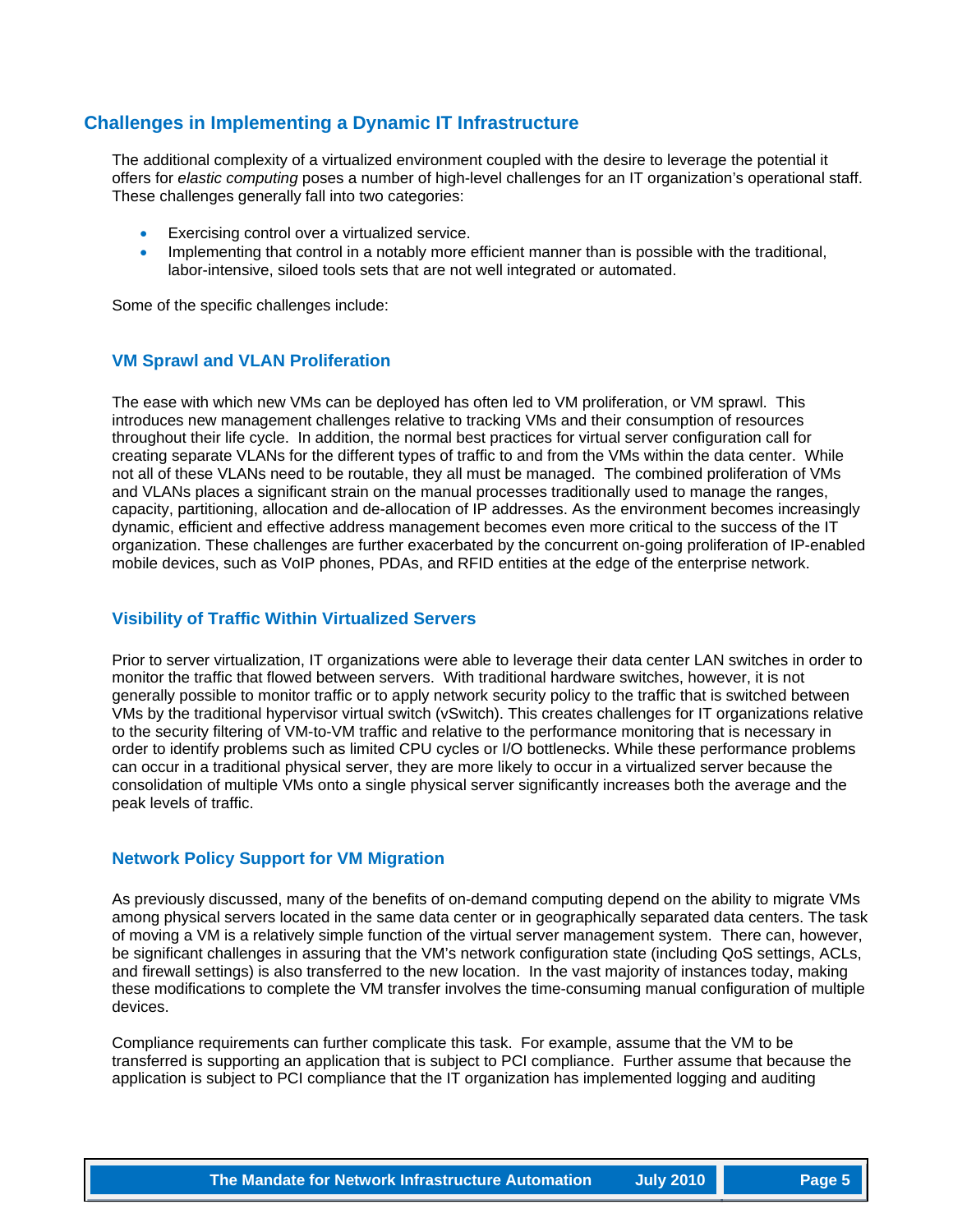## Challenges in Implementing a Dynamic IT Infrastructure

The additional complexity of a virtualized environment coupled with the desire to leverage the potential it offers for *elastic computing* poses a number of high-level challenges for an IT organization's operational staff. These challenges generally fall into two categories:

- Exercising control over a virtualized service.
- Implementing that control in a notably more efficient manner than is possible with the traditional, labor-intensive, siloed tools sets that are not well integrated or automated.

Some of the specific challenges include:

### VM Sprawl and VLAN Proliferation

The ease with which new VMs can be deployed has often led to VM proliferation, or VM sprawl. This introduces new management challenges relative to tracking VMs and their consumption of resources throughout their life cycle. In addition, the normal best practices for virtual server configuration call for creating separate VLANs for the different types of traffic to and from the VMs within the data center. While not all of these VLANs need to be routable, they all must be managed. The combined proliferation of VMs and VLANs places a significant strain on the manual processes traditionally used to manage the ranges, capacity, partitioning, allocation and de-allocation of IP addresses. As the environment becomes increasingly dynamic, efficient and effective address management becomes even more critical to the success of the IT organization. These challenges are further exacerbated by the concurrent on-going proliferation of IP-enabled mobile devices, such as VoIP phones, PDAs, and RFID entities at the edge of the enterprise network.

### Visibility of Traffic Within Virtualized Servers

Prior to server virtualization, IT organizations were able to leverage their data center LAN switches in order to monitor the traffic that flowed between servers. With traditional hardware switches, however, it is not generally possible to monitor traffic or to apply network security policy to the traffic that is switched between VMs by the traditional hypervisor virtual switch (vSwitch). This creates challenges for IT organizations relative to the security filtering of VM-to-VM traffic and relative to the performance monitoring that is necessary in order to identify problems such as limited CPU cycles or I/O bottlenecks. While these performance problems can occur in a traditional physical server, they are more likely to occur in a virtualized server because the consolidation of multiple VMs onto a single physical server significantly increases both the average and the peak levels of traffic.

### Network Policy Support for VM Migration

As previously discussed, many of the benefits of on-demand computing depend on the ability to migrate VMs among physical servers located in the same data center or in geographically separated data centers. The task of moving a VM is a relatively simple function of the virtual server management system. There can, however, be significant challenges in assuring that the VM's network configuration state (including QoS settings, ACLs, and firewall settings) is also transferred to the new location. In the vast majority of instances today, making these modifications to complete the VM transfer involves the time-consuming manual configuration of multiple devices.

Compliance requirements can further complicate this task. For example, assume that the VM to be transferred is supporting an application that is subject to PCI compliance. Further assume that because the application is subject to PCI compliance that the IT organization has implemented logging and auditing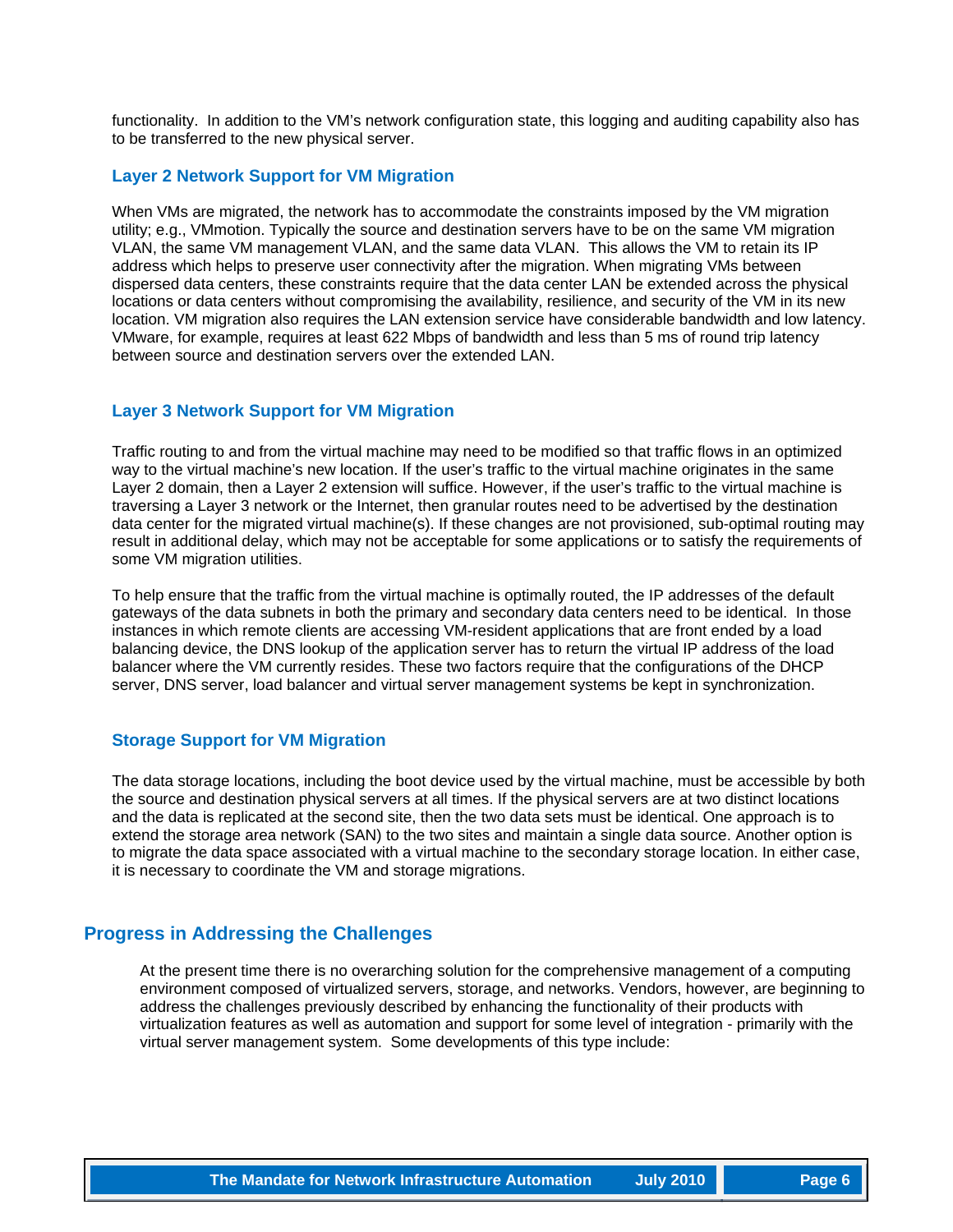functionality. In addition to the VM's network configuration state, this logging and auditing capability also has to be transferred to the new physical server.

### Layer 2 Network Support for VM Migration

When VMs are migrated, the network has to accommodate the constraints imposed by the VM migration utility; e.g., VMmotion. Typically the source and destination servers have to be on the same VM migration VLAN, the same VM management VLAN, and the same data VLAN. This allows the VM to retain its IP address which helps to preserve user connectivity after the migration. When migrating VMs between dispersed data centers, these constraints require that the data center LAN be extended across the physical locations or data centers without compromising the availability, resilience, and security of the VM in its new location. VM migration also requires the LAN extension service have considerable bandwidth and low latency. VMware, for example, requires at least 622 Mbps of bandwidth and less than 5 ms of round trip latency between source and destination servers over the extended LAN.

### Layer 3 Network Support for VM Migration

Traffic routing to and from the virtual machine may need to be modified so that traffic flows in an optimized way to the virtual machine's new location. If the user's traffic to the virtual machine originates in the same Layer 2 domain, then a Layer 2 extension will suffice. However, if the user's traffic to the virtual machine is traversing a Layer 3 network or the Internet, then granular routes need to be advertised by the destination data center for the migrated virtual machine(s). If these changes are not provisioned, sub-optimal routing may result in additional delay, which may not be acceptable for some applications or to satisfy the requirements of some VM migration utilities.

To help ensure that the traffic from the virtual machine is optimally routed, the IP addresses of the default gateways of the data subnets in both the primary and secondary data centers need to be identical. In those instances in which remote clients are accessing VM-resident applications that are front ended by a load balancing device, the DNS lookup of the application server has to return the virtual IP address of the load balancer where the VM currently resides. These two factors require that the configurations of the DHCP server, DNS server, load balancer and virtual server management systems be kept in synchronization.

### Storage Support for VM Migration

The data storage locations, including the boot device used by the virtual machine, must be accessible by both the source and destination physical servers at all times. If the physical servers are at two distinct locations and the data is replicated at the second site, then the two data sets must be identical. One approach is to extend the storage area network (SAN) to the two sites and maintain a single data source. Another option is to migrate the data space associated with a virtual machine to the secondary storage location. In either case, it is necessary to coordinate the VM and storage migrations.

## Progress in Addressing the Challenges

At the present time there is no overarching solution for the comprehensive management of a computing environment composed of virtualized servers, storage, and networks. Vendors, however, are beginning to address the challenges previously described by enhancing the functionality of their products with virtualization features as well as automation and support for some level of integration - primarily with the virtual server management system. Some developments of this type include: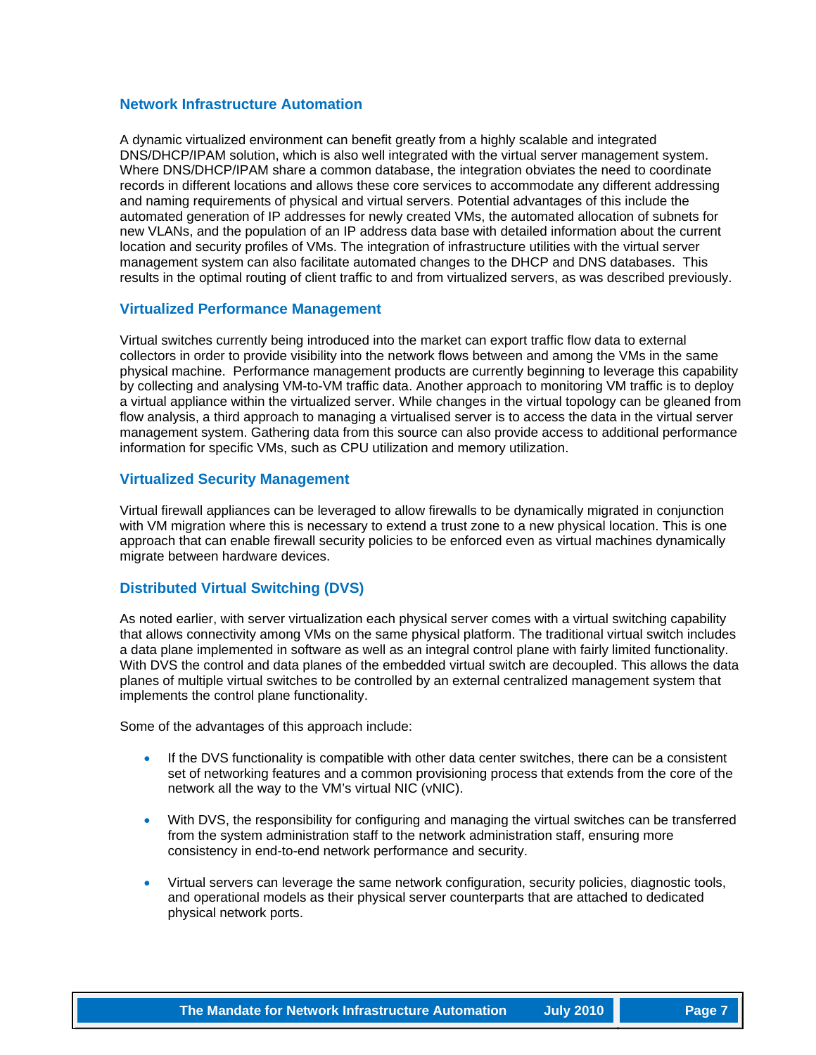## Network Infrastructure Automation

A dynamic virtualized environment can benefit greatly from a highly scalable and integrated DNS/DHCP/IPAM solution, which is also well integrated with the virtual server management system. Where DNS/DHCP/IPAM share a common database, the integration obviates the need to coordinate records in different locations and allows these core services to accommodate any different addressing and naming requirements of physical and virtual servers. Potential advantages of this include the automated generation of IP addresses for newly created VMs, the automated allocation of subnets for new VLANs, and the population of an IP address data base with detailed information about the current location and security profiles of VMs. The integration of infrastructure utilities with the virtual server management system can also facilitate automated changes to the DHCP and DNS databases. This results in the optimal routing of client traffic to and from virtualized servers, as was described previously.

## Virtualized Performance Management

Virtual switches currently being introduced into the market can export traffic flow data to external collectors in order to provide visibility into the network flows between and among the VMs in the same physical machine. Performance management products are currently beginning to leverage this capability by collecting and analysing VM-to-VM traffic data. Another approach to monitoring VM traffic is to deploy a virtual appliance within the virtualized server. While changes in the virtual topology can be gleaned from flow analysis, a third approach to managing a virtualised server is to access the data in the virtual server management system. Gathering data from this source can also provide access to additional performance information for specific VMs, such as CPU utilization and memory utilization.

## Virtualized Security Management

Virtual firewall appliances can be leveraged to allow firewalls to be dynamically migrated in conjunction with VM migration where this is necessary to extend a trust zone to a new physical location. This is one approach that can enable firewall security policies to be enforced even as virtual machines dynamically migrate between hardware devices.

## Distributed Virtual Switching (DVS)

As noted earlier, with server virtualization each physical server comes with a virtual switching capability that allows connectivity among VMs on the same physical platform. The traditional virtual switch includes a data plane implemented in software as well as an integral control plane with fairly limited functionality. With DVS the control and data planes of the embedded virtual switch are decoupled. This allows the data planes of multiple virtual switches to be controlled by an external centralized management system that implements the control plane functionality.

Some of the advantages of this approach include:

- If the DVS functionality is compatible with other data center switches, there can be a consistent set of networking features and a common provisioning process that extends from the core of the network all the way to the VM's virtual NIC (vNIC).
- With DVS, the responsibility for configuring and managing the virtual switches can be transferred from the system administration staff to the network administration staff, ensuring more consistency in end-to-end network performance and security.
- Virtual servers can leverage the same network configuration, security policies, diagnostic tools, and operational models as their physical server counterparts that are attached to dedicated physical network ports.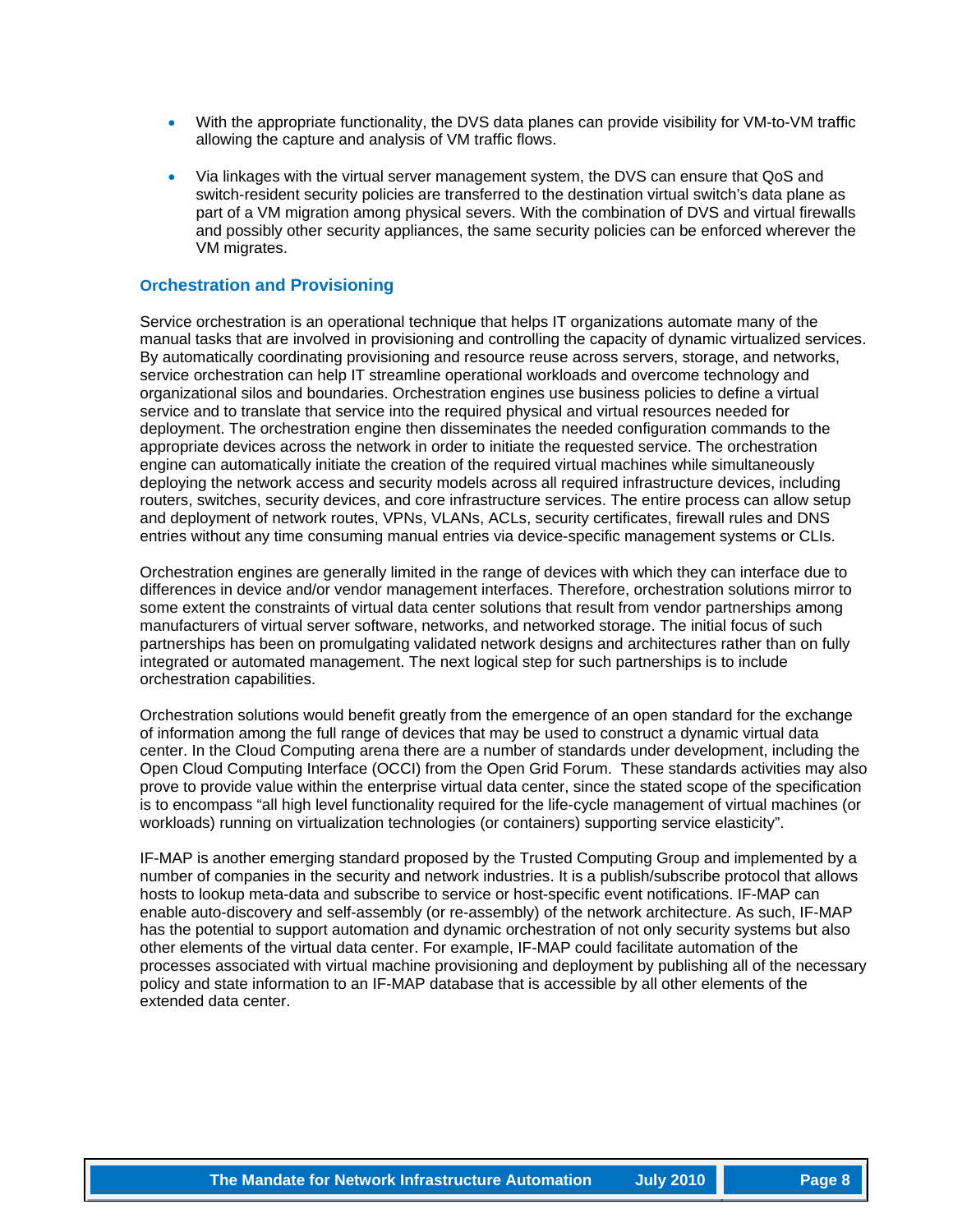- With the appropriate functionality, the DVS data planes can provide visibility for VM-to-VM traffic allowing the capture and analysis of VM traffic flows.

- Via linkages with the virtual server management system, the DVS can ensure that QoS and switch-resident security policies are transferred to the destination virtual switch's data plane as part of a VM migration among physical severs. With the combination of DVS and virtual firewalls and possibly other security appliances, the same security policies can be enforced wherever the VM migrates.

### Orchestration and Provisioning

Service orchestration is an operational technique that helps IT organizations automate many of the manual tasks that are involved in provisioning and controlling the capacity of dynamic virtualized services. By automatically coordinating provisioning and resource reuse across servers, storage, and networks, service orchestration can help IT streamline operational workloads and overcome technology and organizational silos and boundaries. Orchestration engines use business policies to define a virtual service and to translate that service into the required physical and virtual resources needed for deployment. The orchestration engine then disseminates the needed configuration commands to the appropriate devices across the network in order to initiate the requested service. The orchestration engine can automatically initiate the creation of the required virtual machines while simultaneously deploying the network access and security models across all required infrastructure devices, including routers, switches, security devices, and core infrastructure services. The entire process can allow setup and deployment of network routes, VPNs, VLANs, ACLs, security certificates, firewall rules and DNS entries without any time consuming manual entries via device-specific management systems or CLIs.

Orchestration engines are generally limited in the range of devices with which they can interface due to differences in device and/or vendor management interfaces. Therefore, orchestration solutions mirror to some extent the constraints of virtual data center solutions that result from vendor partnerships among manufacturers of virtual server software, networks, and networked storage. The initial focus of such partnerships has been on promulgating validated network designs and architectures rather than on fully integrated or automated management. The next logical step for such partnerships is to include orchestration capabilities.

Orchestration solutions would benefit greatly from the emergence of an open standard for the exchange of information among the full range of devices that may be used to construct a dynamic virtual data center. In the Cloud Computing arena there are a number of standards under development, including the Open Cloud Computing Interface (OCCI) from the Open Grid Forum. These standards activities may also prove to provide value within the enterprise virtual data center, since the stated scope of the specification is to encompass "all high level functionality required for the life-cycle management of virtual machines (or workloads) running on virtualization technologies (or containers) supporting service elasticity".

IF-MAP is another emerging standard proposed by the Trusted Computing Group and implemented by a number of companies in the security and network industries. It is a publish/subscribe protocol that allows hosts to lookup meta-data and subscribe to service or host-specific event notifications. IF-MAP can enable auto-discovery and self-assembly (or re-assembly) of the network architecture. As such, IF-MAP has the potential to support automation and dynamic orchestration of not only security systems but also other elements of the virtual data center. For example, IF-MAP could facilitate automation of the processes associated with virtual machine provisioning and deployment by publishing all of the necessary policy and state information to an IF-MAP database that is accessible by all other elements of the extended data center.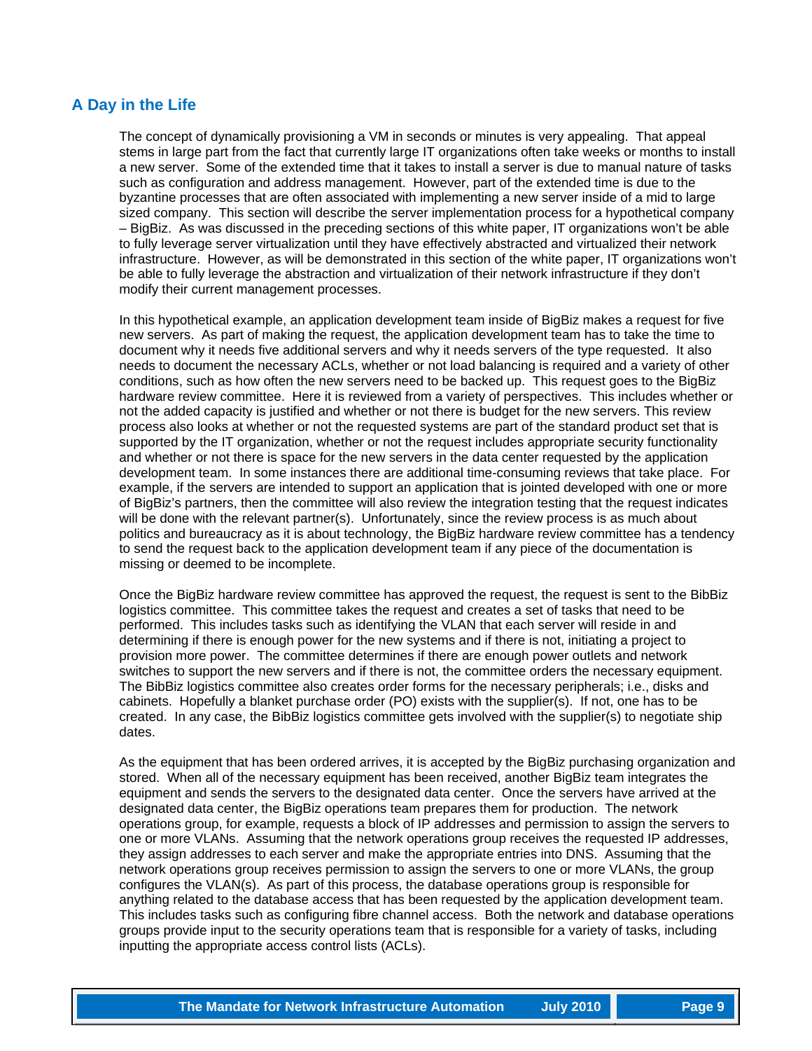## A Day in the Life

The concept of dynamically provisioning a VM in seconds or minutes is very appealing. That appeal stems in large part from the fact that currently large IT organizations often take weeks or months to install a new server. Some of the extended time that it takes to install a server is due to manual nature of tasks such as configuration and address management. However, part of the extended time is due to the byzantine processes that are often associated with implementing a new server inside of a mid to large sized company. This section will describe the server implementation process for a hypothetical company – BigBiz. As was discussed in the preceding sections of this white paper, IT organizations won't be able to fully leverage server virtualization until they have effectively abstracted and virtualized their network infrastructure. However, as will be demonstrated in this section of the white paper, IT organizations won't be able to fully leverage the abstraction and virtualization of their network infrastructure if they don't modify their current management processes.

In this hypothetical example, an application development team inside of BigBiz makes a request for five new servers. As part of making the request, the application development team has to take the time to document why it needs five additional servers and why it needs servers of the type requested. It also needs to document the necessary ACLs, whether or not load balancing is required and a variety of other conditions, such as how often the new servers need to be backed up. This request goes to the BigBiz hardware review committee. Here it is reviewed from a variety of perspectives. This includes whether or not the added capacity is justified and whether or not there is budget for the new servers. This review process also looks at whether or not the requested systems are part of the standard product set that is supported by the IT organization, whether or not the request includes appropriate security functionality and whether or not there is space for the new servers in the data center requested by the application development team. In some instances there are additional time-consuming reviews that take place. For example, if the servers are intended to support an application that is jointed developed with one or more of BigBiz's partners, then the committee will also review the integration testing that the request indicates will be done with the relevant partner(s). Unfortunately, since the review process is as much about politics and bureaucracy as it is about technology, the BigBiz hardware review committee has a tendency to send the request back to the application development team if any piece of the documentation is missing or deemed to be incomplete.

Once the BigBiz hardware review committee has approved the request, the request is sent to the BibBiz logistics committee. This committee takes the request and creates a set of tasks that need to be performed. This includes tasks such as identifying the VLAN that each server will reside in and determining if there is enough power for the new systems and if there is not, initiating a project to provision more power. The committee determines if there are enough power outlets and network switches to support the new servers and if there is not, the committee orders the necessary equipment. The BibBiz logistics committee also creates order forms for the necessary peripherals; i.e., disks and cabinets. Hopefully a blanket purchase order (PO) exists with the supplier(s). If not, one has to be created. In any case, the BibBiz logistics committee gets involved with the supplier(s) to negotiate ship dates.

As the equipment that has been ordered arrives, it is accepted by the BigBiz purchasing organization and stored. When all of the necessary equipment has been received, another BigBiz team integrates the equipment and sends the servers to the designated data center. Once the servers have arrived at the designated data center, the BigBiz operations team prepares them for production. The network operations group, for example, requests a block of IP addresses and permission to assign the servers to one or more VLANs. Assuming that the network operations group receives the requested IP addresses, they assign addresses to each server and make the appropriate entries into DNS. Assuming that the network operations group receives permission to assign the servers to one or more VLANs, the group configures the VLAN(s). As part of this process, the database operations group is responsible for anything related to the database access that has been requested by the application development team. This includes tasks such as configuring fibre channel access. Both the network and database operations groups provide input to the security operations team that is responsible for a variety of tasks, including inputting the appropriate access control lists (ACLs).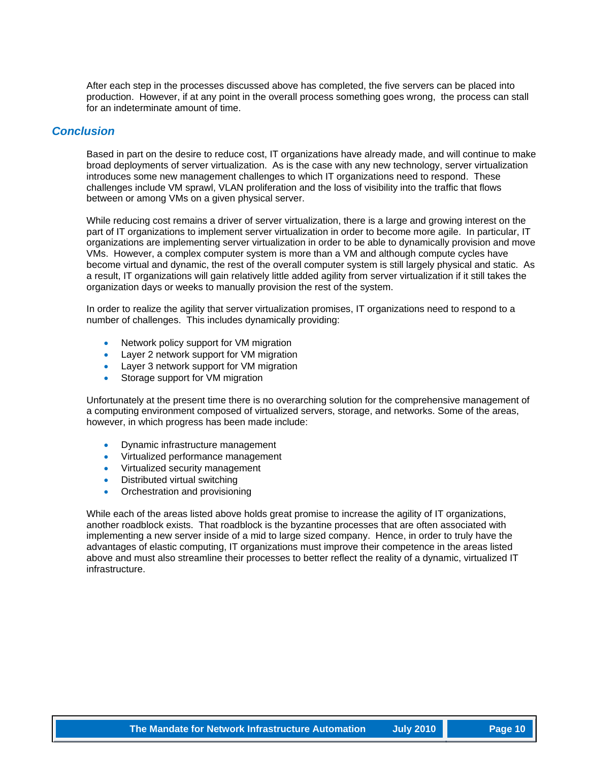After each step in the processes discussed above has completed, the five servers can be placed into production. However, if at any point in the overall process something goes wrong, the process can stall for an indeterminate amount of time.

## *Conclusion*

Based in part on the desire to reduce cost, IT organizations have already made, and will continue to make broad deployments of server virtualization. As is the case with any new technology, server virtualization introduces some new management challenges to which IT organizations need to respond. These challenges include VM sprawl, VLAN proliferation and the loss of visibility into the traffic that flows between or among VMs on a given physical server.

While reducing cost remains a driver of server virtualization, there is a large and growing interest on the part of IT organizations to implement server virtualization in order to become more agile. In particular, IT organizations are implementing server virtualization in order to be able to dynamically provision and move VMs. However, a complex computer system is more than a VM and although compute cycles have become virtual and dynamic, the rest of the overall computer system is still largely physical and static. As a result, IT organizations will gain relatively little added agility from server virtualization if it still takes the organization days or weeks to manually provision the rest of the system.

In order to realize the agility that server virtualization promises, IT organizations need to respond to a number of challenges. This includes dynamically providing:

- Network policy support for VM migration
- Layer 2 network support for VM migration
- Layer 3 network support for VM migration
- Storage support for VM migration

Unfortunately at the present time there is no overarching solution for the comprehensive management of a computing environment composed of virtualized servers, storage, and networks. Some of the areas, however, in which progress has been made include:

- Dynamic infrastructure management
- Virtualized performance management
- Virtualized security management
- Distributed virtual switching
- Orchestration and provisioning

While each of the areas listed above holds great promise to increase the agility of IT organizations, another roadblock exists. That roadblock is the byzantine processes that are often associated with implementing a new server inside of a mid to large sized company. Hence, in order to truly have the advantages of elastic computing, IT organizations must improve their competence in the areas listed above and must also streamline their processes to better reflect the reality of a dynamic, virtualized IT infrastructure.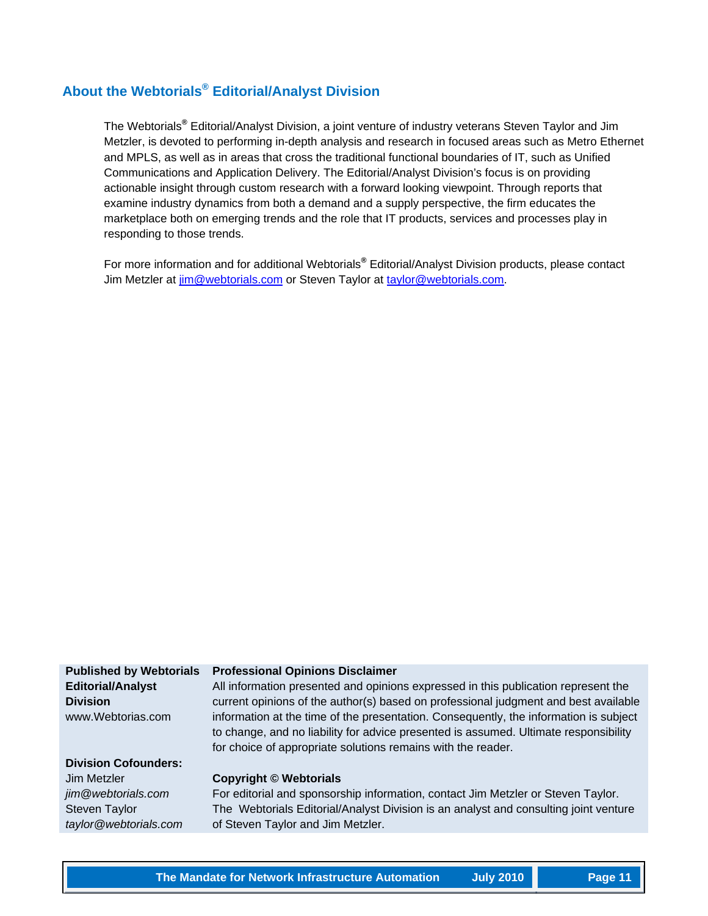## About the Webtorials® Editorial/Analyst Division

The Webtorials® Editorial/Analyst Division, a joint venture of industry veterans Steven Taylor and Jim Metzler, is devoted to performing in-depth analysis and research in focused areas such as Metro Ethernet and MPLS, as well as in areas that cross the traditional functional boundaries of IT, such as Unified Communications and Application Delivery. The Editorial/Analyst Division's focus is on providing actionable insight through custom research with a forward looking viewpoint. Through reports that examine industry dynamics from both a demand and a supply perspective, the firm educates the marketplace both on emerging trends and the role that IT products, services and processes play in responding to those trends.

For more information and for additional Webtorials® Editorial/Analyst Division products, please contact Jim Metzler at jim@webtorials.com or Steven Taylor at taylor@webtorials.com.

**Published by Webtorials Editorial/Analyst Division**
www.Webtorias.com

**Division Cofounders:**
Jim Metzler
*jim@webtorials.com*
Steven Taylor
*taylor@webtorials.com*

**Professional Opinions Disclaimer**
All information presented and opinions expressed in this publication represent the current opinions of the author(s) based on professional judgment and best available information at the time of the presentation. Consequently, the information is subject to change, and no liability for advice presented is assumed. Ultimate responsibility for choice of appropriate solutions remains with the reader.

**Copyright © Webtorials**
For editorial and sponsorship information, contact Jim Metzler or Steven Taylor. The Webtorials Editorial/Analyst Division is an analyst and consulting joint venture of Steven Taylor and Jim Metzler.